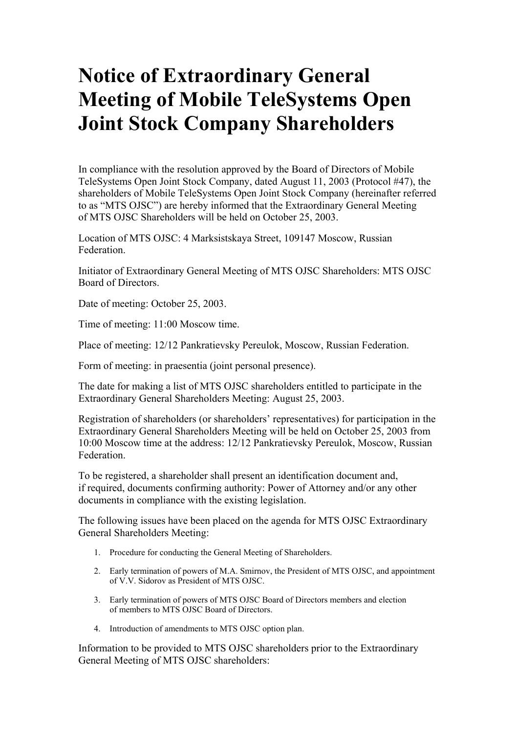# Notice of Extraordinary General Meeting of Mobile TeleSystems Open Joint Stock Company Shareholders

In compliance with the resolution approved by the Board of Directors of Mobile TeleSystems Open Joint Stock Company, dated August 11, 2003 (Protocol #47), the shareholders of Mobile TeleSystems Open Joint Stock Company (hereinafter referred to as "MTS OJSC") are hereby informed that the Extraordinary General Meeting of MTS OJSC Shareholders will be held on October 25, 2003.

Location of MTS OJSC: 4 Marksistskaya Street, 109147 Moscow, Russian Federation.

Initiator of Extraordinary General Meeting of MTS OJSC Shareholders: MTS OJSC Board of Directors.

Date of meeting: October 25, 2003.

Time of meeting: 11:00 Moscow time.

Place of meeting: 12/12 Pankratievsky Pereulok, Moscow, Russian Federation.

Form of meeting: in praesentia (joint personal presence).

The date for making a list of MTS OJSC shareholders entitled to participate in the Extraordinary General Shareholders Meeting: August 25, 2003.

Registration of shareholders (or shareholders' representatives) for participation in the Extraordinary General Shareholders Meeting will be held on October 25, 2003 from 10:00 Moscow time at the address: 12/12 Pankratievsky Pereulok, Moscow, Russian Federation.

To be registered, a shareholder shall present an identification document and, if required, documents confirming authority: Power of Attorney and/or any other documents in compliance with the existing legislation.

The following issues have been placed on the agenda for MTS OJSC Extraordinary General Shareholders Meeting:

1. Procedure for conducting the General Meeting of Shareholders.
2. Early termination of powers of M.A. Smirnov, the President of MTS OJSC, and appointment of V.V. Sidorov as President of MTS OJSC.
3. Early termination of powers of MTS OJSC Board of Directors members and election of members to MTS OJSC Board of Directors.
4. Introduction of amendments to MTS OJSC option plan.

Information to be provided to MTS OJSC shareholders prior to the Extraordinary General Meeting of MTS OJSC shareholders: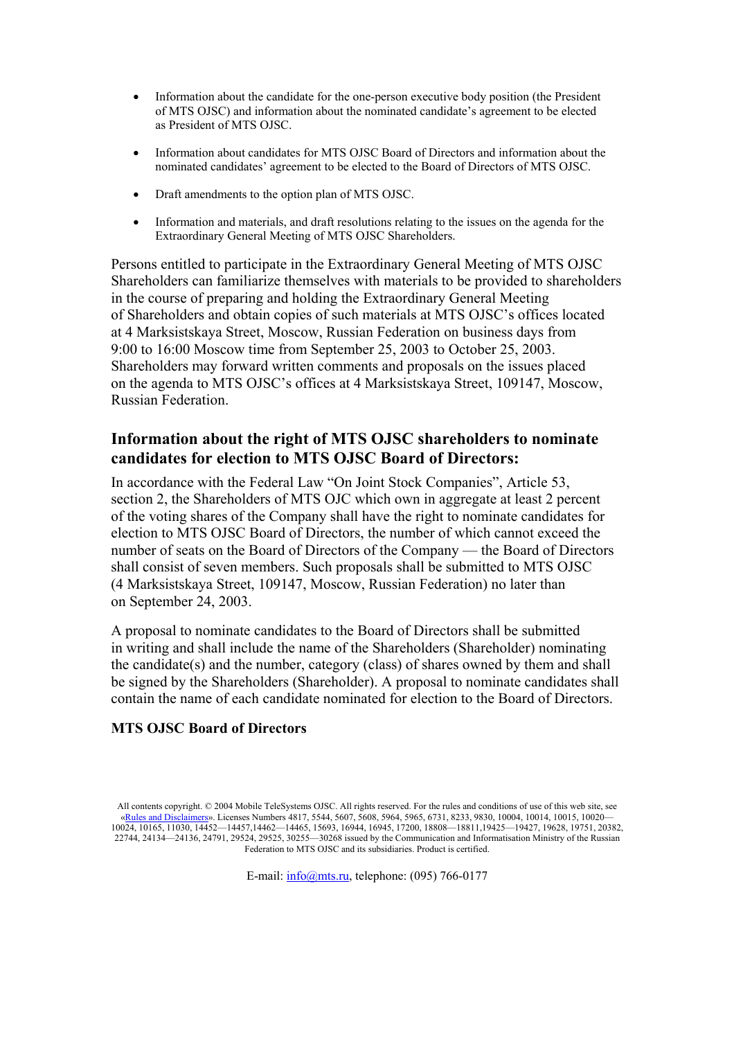- Information about the candidate for the one-person executive body position (the President of MTS OJSC) and information about the nominated candidate's agreement to be elected as President of MTS OJSC.
- Information about candidates for MTS OJSC Board of Directors and information about the nominated candidates' agreement to be elected to the Board of Directors of MTS OJSC.
- Draft amendments to the option plan of MTS OJSC.
- Information and materials, and draft resolutions relating to the issues on the agenda for the Extraordinary General Meeting of MTS OJSC Shareholders.

Persons entitled to participate in the Extraordinary General Meeting of MTS OJSC Shareholders can familiarize themselves with materials to be provided to shareholders in the course of preparing and holding the Extraordinary General Meeting of Shareholders and obtain copies of such materials at MTS OJSC's offices located at 4 Marksistskaya Street, Moscow, Russian Federation on business days from 9:00 to 16:00 Moscow time from September 25, 2003 to October 25, 2003. Shareholders may forward written comments and proposals on the issues placed on the agenda to MTS OJSC's offices at 4 Marksistskaya Street, 109147, Moscow, Russian Federation.

## Information about the right of MTS OJSC shareholders to nominate candidates for election to MTS OJSC Board of Directors:

In accordance with the Federal Law "On Joint Stock Companies", Article 53, section 2, the Shareholders of MTS OJC which own in aggregate at least 2 percent of the voting shares of the Company shall have the right to nominate candidates for election to MTS OJSC Board of Directors, the number of which cannot exceed the number of seats on the Board of Directors of the Company — the Board of Directors shall consist of seven members. Such proposals shall be submitted to MTS OJSC (4 Marksistskaya Street, 109147, Moscow, Russian Federation) no later than on September 24, 2003.

A proposal to nominate candidates to the Board of Directors shall be submitted in writing and shall include the name of the Shareholders (Shareholder) nominating the candidate(s) and the number, category (class) of shares owned by them and shall be signed by the Shareholders (Shareholder). A proposal to nominate candidates shall contain the name of each candidate nominated for election to the Board of Directors.

**MTS OJSC Board of Directors**

All contents copyright. © 2004 Mobile TeleSystems OJSC. All rights reserved. For the rules and conditions of use of this web site, see «Rules and Disclaimers». Licenses Numbers 4817, 5544, 5607, 5608, 5964, 5965, 6731, 8233, 9830, 10004, 10014, 10015, 10020—10024, 10165, 11030, 14452—14457,14462—14465, 15693, 16944, 16945, 17200, 18808—18811,19425—19427, 19628, 19751, 20382, 22744, 24134—24136, 24791, 29524, 29525, 30255—30268 issued by the Communication and Informatisation Ministry of the Russian Federation to MTS OJSC and its subsidiaries. Product is certified.

E-mail: info@mts.ru, telephone: (095) 766-0177